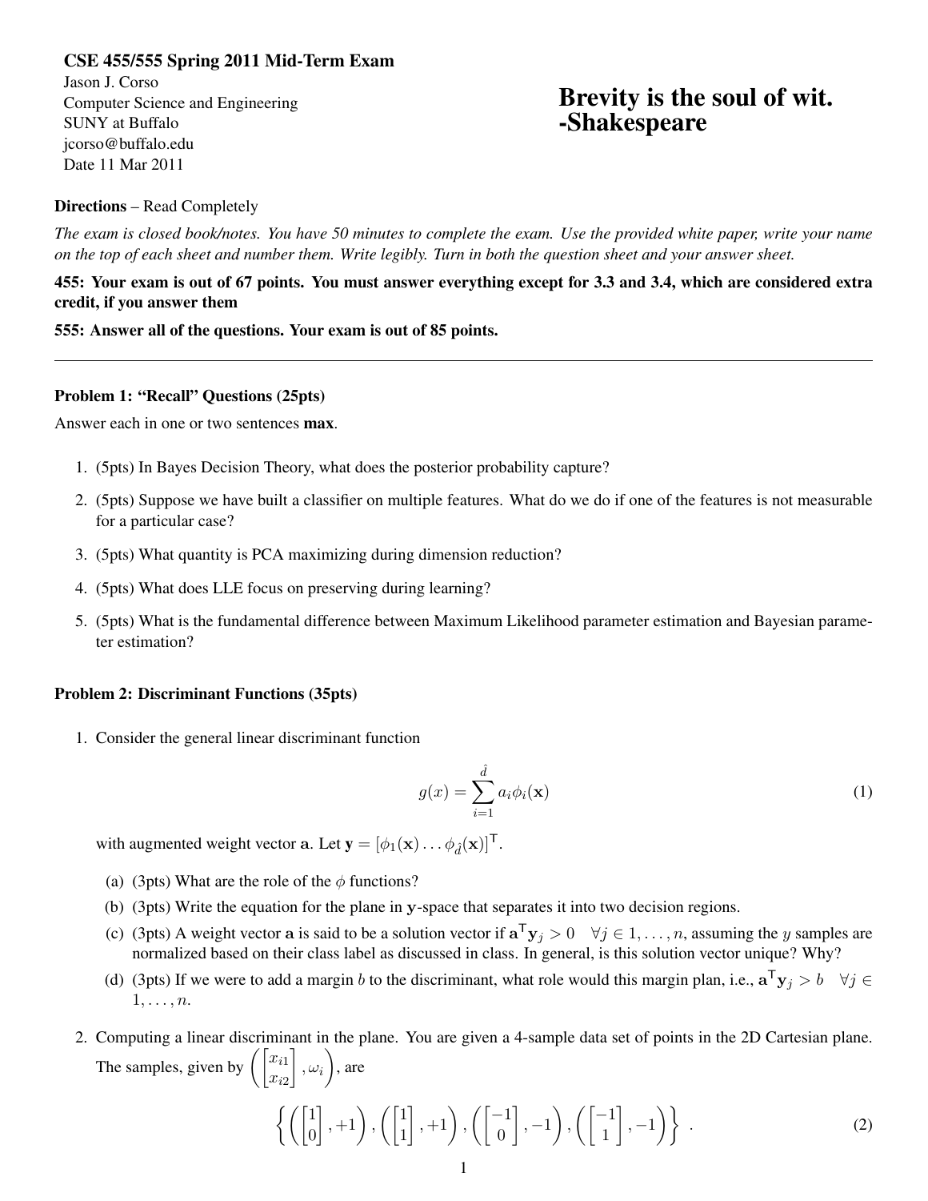**CSE 455/555 Spring 2011 Mid-Term Exam**
Jason J. Corso
Computer Science and Engineering
SUNY at Buffalo
jcorso@buffalo.edu
Date 11 Mar 2011

# Brevity is the soul of wit. -Shakespeare

**Directions** – Read Completely

*The exam is closed book/notes. You have 50 minutes to complete the exam. Use the provided white paper, write your name on the top of each sheet and number them. Write legibly. Turn in both the question sheet and your answer sheet.*

**455: Your exam is out of 67 points. You must answer everything except for 3.3 and 3.4, which are considered extra credit, if you answer them**

**555: Answer all of the questions. Your exam is out of 85 points.**

---

### Problem 1: "Recall" Questions (25pts)

Answer each in one or two sentences **max**.

1. (5pts) In Bayes Decision Theory, what does the posterior probability capture?
2. (5pts) Suppose we have built a classifier on multiple features. What do we do if one of the features is not measurable for a particular case?
3. (5pts) What quantity is PCA maximizing during dimension reduction?
4. (5pts) What does LLE focus on preserving during learning?
5. (5pts) What is the fundamental difference between Maximum Likelihood parameter estimation and Bayesian parameter estimation?

### Problem 2: Discriminant Functions (35pts)

1. Consider the general linear discriminant function

$$g(x) = \sum_{i=1}^{\hat{d}} a_i \phi_i(\mathbf{x}) \tag{1}$$

with augmented weight vector $\mathbf{a}$. Let $\mathbf{y} = [\phi_1(\mathbf{x}) \dots \phi_{\hat{d}}(\mathbf{x})]^\mathsf{T}$.

   (a) (3pts) What are the role of the $\phi$ functions?

   (b) (3pts) Write the equation for the plane in $\mathbf{y}$-space that separates it into two decision regions.

   (c) (3pts) A weight vector $\mathbf{a}$ is said to be a solution vector if $\mathbf{a}^\mathsf{T}\mathbf{y}_j > 0 \quad \forall j \in 1, \dots, n$, assuming the $y$ samples are normalized based on their class label as discussed in class. In general, is this solution vector unique? Why?

   (d) (3pts) If we were to add a margin $b$ to the discriminant, what role would this margin plan, i.e., $\mathbf{a}^\mathsf{T}\mathbf{y}_j > b \quad \forall j \in 1, \dots, n$.

2. Computing a linear discriminant in the plane. You are given a 4-sample data set of points in the 2D Cartesian plane. The samples, given by $\left( \begin{bmatrix} x_{i1} \\ x_{i2} \end{bmatrix}, \omega_i \right)$, are

$$\left\{ \left( \begin{bmatrix} 1 \\ 0 \end{bmatrix}, +1 \right), \left( \begin{bmatrix} 1 \\ 1 \end{bmatrix}, +1 \right), \left( \begin{bmatrix} -1 \\ 0 \end{bmatrix}, -1 \right), \left( \begin{bmatrix} -1 \\ 1 \end{bmatrix}, -1 \right) \right\} . \tag{2}$$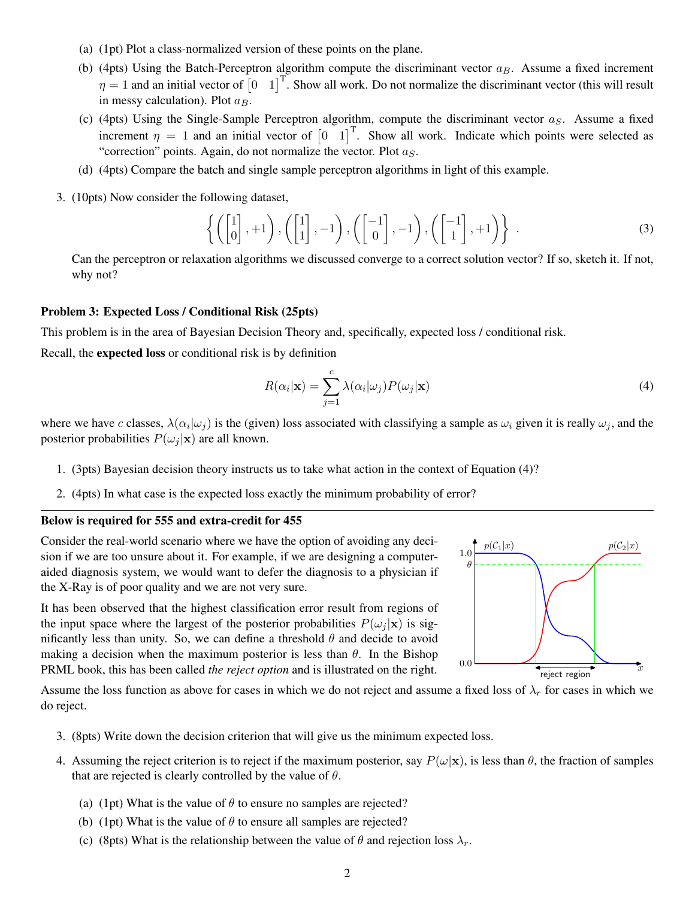(a) (1pt) Plot a class-normalized version of these points on the plane.

(b) (4pts) Using the Batch-Perceptron algorithm compute the discriminant vector $a_B$. Assume a fixed increment $\eta = 1$ and an initial vector of $\begin{bmatrix} 0 & 1 \end{bmatrix}^{\mathrm{T}}$. Show all work. Do not normalize the discriminant vector (this will result in messy calculation). Plot $a_B$.

(c) (4pts) Using the Single-Sample Perceptron algorithm, compute the discriminant vector $a_S$. Assume a fixed increment $\eta = 1$ and an initial vector of $\begin{bmatrix} 0 & 1 \end{bmatrix}^{\mathrm{T}}$. Show all work. Indicate which points were selected as "correction" points. Again, do not normalize the vector. Plot $a_S$.

(d) (4pts) Compare the batch and single sample perceptron algorithms in light of this example.

3. (10pts) Now consider the following dataset,

$$\left\{ \left( \begin{bmatrix} 1 \\ 0 \end{bmatrix}, +1 \right), \left( \begin{bmatrix} 1 \\ 1 \end{bmatrix}, -1 \right), \left( \begin{bmatrix} -1 \\ 0 \end{bmatrix}, -1 \right), \left( \begin{bmatrix} -1 \\ 1 \end{bmatrix}, +1 \right) \right\} . \tag{3}$$

Can the perceptron or relaxation algorithms we discussed converge to a correct solution vector? If so, sketch it. If not, why not?

**Problem 3: Expected Loss / Conditional Risk (25pts)**

This problem is in the area of Bayesian Decision Theory and, specifically, expected loss / conditional risk.

Recall, the **expected loss** or conditional risk is by definition

$$R(\alpha_i|\mathbf{x}) = \sum_{j=1}^{c} \lambda(\alpha_i|\omega_j) P(\omega_j|\mathbf{x}) \tag{4}$$

where we have $c$ classes, $\lambda(\alpha_i|\omega_j)$ is the (given) loss associated with classifying a sample as $\omega_i$ given it is really $\omega_j$, and the posterior probabilities $P(\omega_j|\mathbf{x})$ are all known.

1. (3pts) Bayesian decision theory instructs us to take what action in the context of Equation (4)?

2. (4pts) In what case is the expected loss exactly the minimum probability of error?

---

**Below is required for 555 and extra-credit for 455**

Consider the real-world scenario where we have the option of avoiding any decision if we are too unsure about it. For example, if we are designing a computer-aided diagnosis system, we would want to defer the diagnosis to a physician if the X-Ray is of poor quality and we are not very sure.

It has been observed that the highest classification error result from regions of the input space where the largest of the posterior probabilities $P(\omega_j|\mathbf{x})$ is significantly less than unity. So, we can define a threshold $\theta$ and decide to avoid making a decision when the maximum posterior is less than $\theta$. In the Bishop PRML book, this has been called *the reject option* and is illustrated on the right.

$p(\mathcal{C}_1|x)$

$p(\mathcal{C}_2|x)$

1.0

$\theta$

0.0

$x$

reject region

Assume the loss function as above for cases in which we do not reject and assume a fixed loss of $\lambda_r$ for cases in which we do reject.

3. (8pts) Write down the decision criterion that will give us the minimum expected loss.

4. Assuming the reject criterion is to reject if the maximum posterior, say $P(\omega|\mathbf{x})$, is less than $\theta$, the fraction of samples that are rejected is clearly controlled by the value of $\theta$.

   (a) (1pt) What is the value of $\theta$ to ensure no samples are rejected?

   (b) (1pt) What is the value of $\theta$ to ensure all samples are rejected?

   (c) (8pts) What is the relationship between the value of $\theta$ and rejection loss $\lambda_r$.